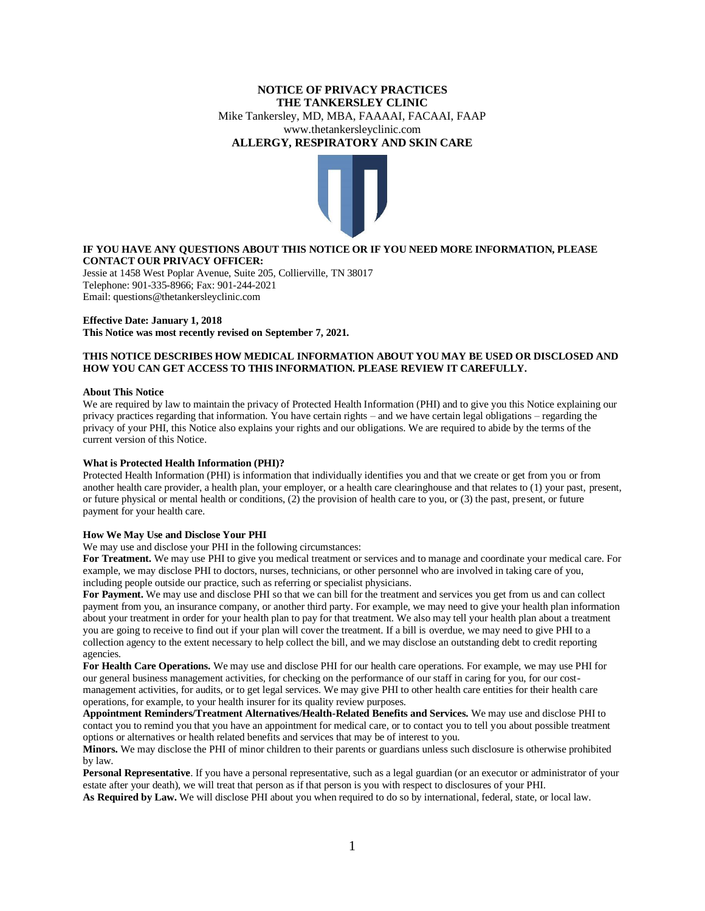# NOTICE OF PRIVACY PRACTICES

## THE TANKERSLEY CLINIC

Mike Tankersley, MD, MBA, FAAAAI, FACAAI, FAAP

www.thetankersleyclinic.com

**ALLERGY, RESPIRATORY AND SKIN CARE**

**IF YOU HAVE ANY QUESTIONS ABOUT THIS NOTICE OR IF YOU NEED MORE INFORMATION, PLEASE CONTACT OUR PRIVACY OFFICER:**

Jessie at 1458 West Poplar Avenue, Suite 205, Collierville, TN 38017
Telephone: 901-335-8966; Fax: 901-244-2021
Email: questions@thetankersleyclinic.com

**Effective Date: January 1, 2018**
**This Notice was most recently revised on September 7, 2021.**

**THIS NOTICE DESCRIBES HOW MEDICAL INFORMATION ABOUT YOU MAY BE USED OR DISCLOSED AND HOW YOU CAN GET ACCESS TO THIS INFORMATION. PLEASE REVIEW IT CAREFULLY.**

### About This Notice

We are required by law to maintain the privacy of Protected Health Information (PHI) and to give you this Notice explaining our privacy practices regarding that information. You have certain rights – and we have certain legal obligations – regarding the privacy of your PHI, this Notice also explains your rights and our obligations. We are required to abide by the terms of the current version of this Notice.

### What is Protected Health Information (PHI)?

Protected Health Information (PHI) is information that individually identifies you and that we create or get from you or from another health care provider, a health plan, your employer, or a health care clearinghouse and that relates to (1) your past, present, or future physical or mental health or conditions, (2) the provision of health care to you, or (3) the past, present, or future payment for your health care.

### How We May Use and Disclose Your PHI

We may use and disclose your PHI in the following circumstances:

**For Treatment.** We may use PHI to give you medical treatment or services and to manage and coordinate your medical care. For example, we may disclose PHI to doctors, nurses, technicians, or other personnel who are involved in taking care of you, including people outside our practice, such as referring or specialist physicians.

**For Payment.** We may use and disclose PHI so that we can bill for the treatment and services you get from us and can collect payment from you, an insurance company, or another third party. For example, we may need to give your health plan information about your treatment in order for your health plan to pay for that treatment. We also may tell your health plan about a treatment you are going to receive to find out if your plan will cover the treatment. If a bill is overdue, we may need to give PHI to a collection agency to the extent necessary to help collect the bill, and we may disclose an outstanding debt to credit reporting agencies.

**For Health Care Operations.** We may use and disclose PHI for our health care operations. For example, we may use PHI for our general business management activities, for checking on the performance of our staff in caring for you, for our cost-management activities, for audits, or to get legal services. We may give PHI to other health care entities for their health care operations, for example, to your health insurer for its quality review purposes.

**Appointment Reminders/Treatment Alternatives/Health-Related Benefits and Services.** We may use and disclose PHI to contact you to remind you that you have an appointment for medical care, or to contact you to tell you about possible treatment options or alternatives or health related benefits and services that may be of interest to you.

**Minors.** We may disclose the PHI of minor children to their parents or guardians unless such disclosure is otherwise prohibited by law.

**Personal Representative**. If you have a personal representative, such as a legal guardian (or an executor or administrator of your estate after your death), we will treat that person as if that person is you with respect to disclosures of your PHI.

**As Required by Law.** We will disclose PHI about you when required to do so by international, federal, state, or local law.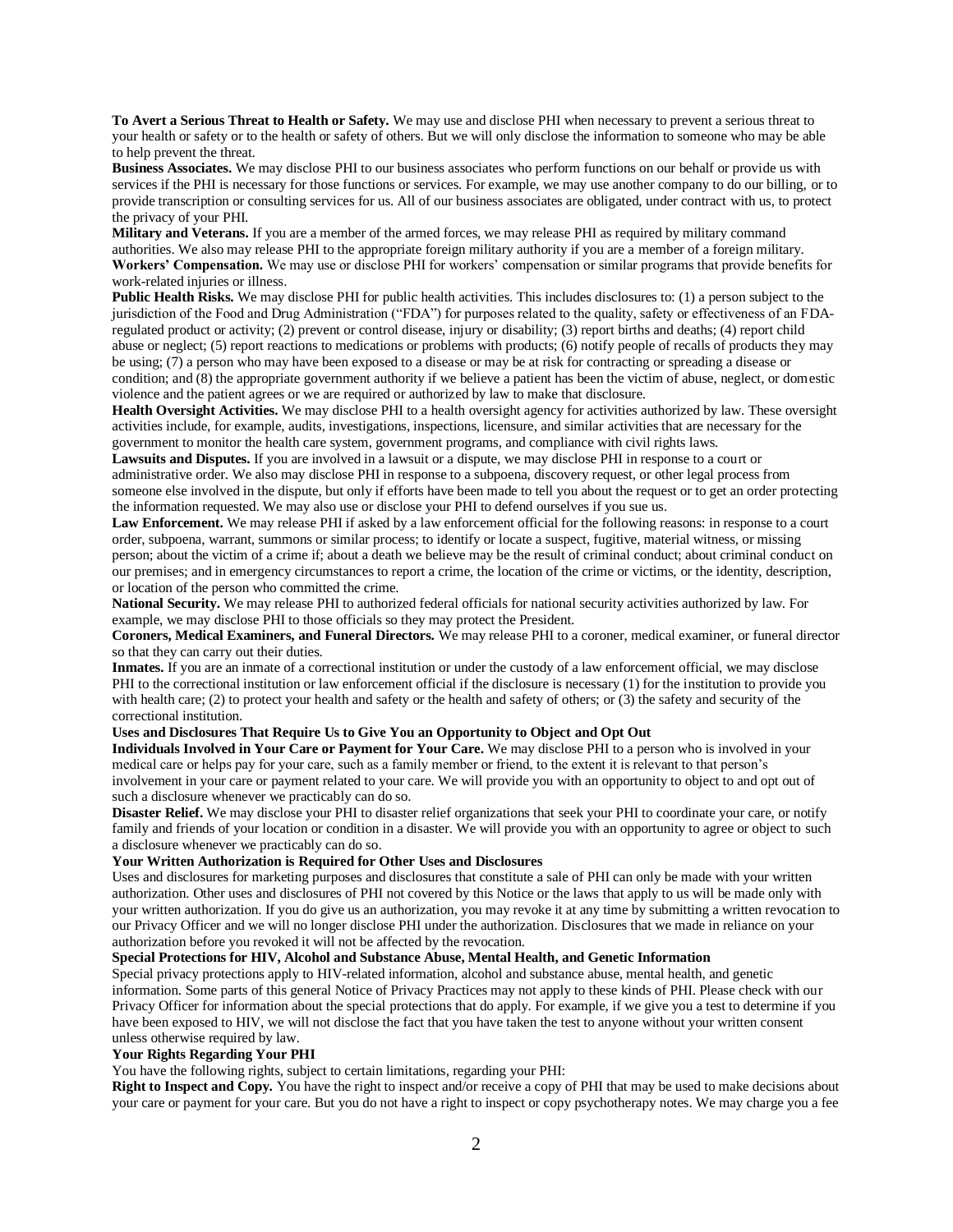**To Avert a Serious Threat to Health or Safety.** We may use and disclose PHI when necessary to prevent a serious threat to your health or safety or to the health or safety of others. But we will only disclose the information to someone who may be able to help prevent the threat.

**Business Associates.** We may disclose PHI to our business associates who perform functions on our behalf or provide us with services if the PHI is necessary for those functions or services. For example, we may use another company to do our billing, or to provide transcription or consulting services for us. All of our business associates are obligated, under contract with us, to protect the privacy of your PHI.

**Military and Veterans.** If you are a member of the armed forces, we may release PHI as required by military command authorities. We also may release PHI to the appropriate foreign military authority if you are a member of a foreign military.

**Workers' Compensation.** We may use or disclose PHI for workers' compensation or similar programs that provide benefits for work-related injuries or illness.

**Public Health Risks.** We may disclose PHI for public health activities. This includes disclosures to: (1) a person subject to the jurisdiction of the Food and Drug Administration ("FDA") for purposes related to the quality, safety or effectiveness of an FDA-regulated product or activity; (2) prevent or control disease, injury or disability; (3) report births and deaths; (4) report child abuse or neglect; (5) report reactions to medications or problems with products; (6) notify people of recalls of products they may be using; (7) a person who may have been exposed to a disease or may be at risk for contracting or spreading a disease or condition; and (8) the appropriate government authority if we believe a patient has been the victim of abuse, neglect, or domestic violence and the patient agrees or we are required or authorized by law to make that disclosure.

**Health Oversight Activities.** We may disclose PHI to a health oversight agency for activities authorized by law. These oversight activities include, for example, audits, investigations, inspections, licensure, and similar activities that are necessary for the government to monitor the health care system, government programs, and compliance with civil rights laws.

**Lawsuits and Disputes.** If you are involved in a lawsuit or a dispute, we may disclose PHI in response to a court or administrative order. We also may disclose PHI in response to a subpoena, discovery request, or other legal process from someone else involved in the dispute, but only if efforts have been made to tell you about the request or to get an order protecting the information requested. We may also use or disclose your PHI to defend ourselves if you sue us.

**Law Enforcement.** We may release PHI if asked by a law enforcement official for the following reasons: in response to a court order, subpoena, warrant, summons or similar process; to identify or locate a suspect, fugitive, material witness, or missing person; about the victim of a crime if; about a death we believe may be the result of criminal conduct; about criminal conduct on our premises; and in emergency circumstances to report a crime, the location of the crime or victims, or the identity, description, or location of the person who committed the crime.

**National Security.** We may release PHI to authorized federal officials for national security activities authorized by law. For example, we may disclose PHI to those officials so they may protect the President.

**Coroners, Medical Examiners, and Funeral Directors.** We may release PHI to a coroner, medical examiner, or funeral director so that they can carry out their duties.

**Inmates.** If you are an inmate of a correctional institution or under the custody of a law enforcement official, we may disclose PHI to the correctional institution or law enforcement official if the disclosure is necessary (1) for the institution to provide you with health care; (2) to protect your health and safety or the health and safety of others; or (3) the safety and security of the correctional institution.

**Uses and Disclosures That Require Us to Give You an Opportunity to Object and Opt Out**

**Individuals Involved in Your Care or Payment for Your Care.** We may disclose PHI to a person who is involved in your medical care or helps pay for your care, such as a family member or friend, to the extent it is relevant to that person's involvement in your care or payment related to your care. We will provide you with an opportunity to object to and opt out of such a disclosure whenever we practicably can do so.

**Disaster Relief.** We may disclose your PHI to disaster relief organizations that seek your PHI to coordinate your care, or notify family and friends of your location or condition in a disaster. We will provide you with an opportunity to agree or object to such a disclosure whenever we practicably can do so.

**Your Written Authorization is Required for Other Uses and Disclosures**

Uses and disclosures for marketing purposes and disclosures that constitute a sale of PHI can only be made with your written authorization. Other uses and disclosures of PHI not covered by this Notice or the laws that apply to us will be made only with your written authorization. If you do give us an authorization, you may revoke it at any time by submitting a written revocation to our Privacy Officer and we will no longer disclose PHI under the authorization. Disclosures that we made in reliance on your authorization before you revoked it will not be affected by the revocation.

**Special Protections for HIV, Alcohol and Substance Abuse, Mental Health, and Genetic Information**

Special privacy protections apply to HIV-related information, alcohol and substance abuse, mental health, and genetic information. Some parts of this general Notice of Privacy Practices may not apply to these kinds of PHI. Please check with our Privacy Officer for information about the special protections that do apply. For example, if we give you a test to determine if you have been exposed to HIV, we will not disclose the fact that you have taken the test to anyone without your written consent unless otherwise required by law.

**Your Rights Regarding Your PHI**

You have the following rights, subject to certain limitations, regarding your PHI:

**Right to Inspect and Copy.** You have the right to inspect and/or receive a copy of PHI that may be used to make decisions about your care or payment for your care. But you do not have a right to inspect or copy psychotherapy notes. We may charge you a fee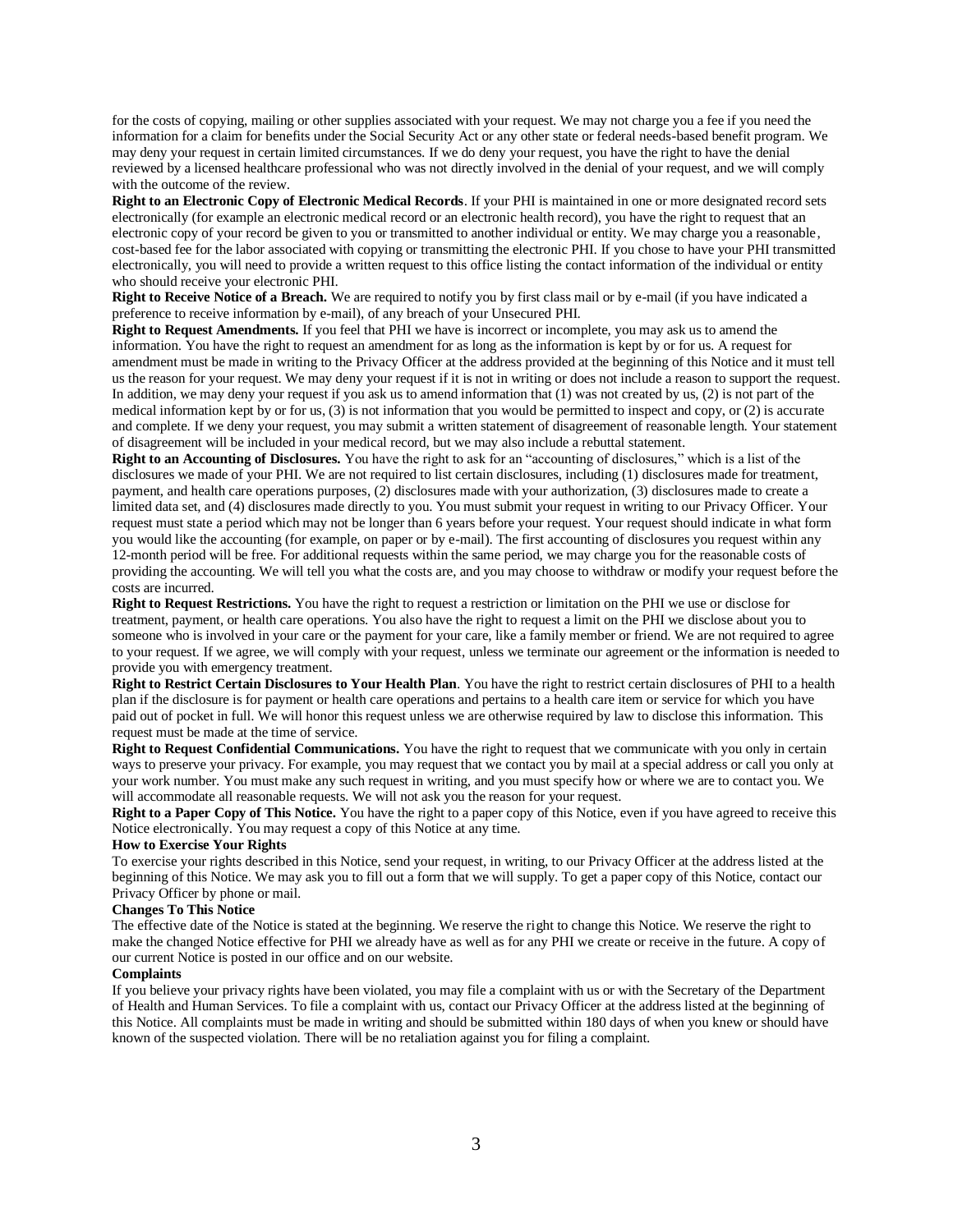for the costs of copying, mailing or other supplies associated with your request. We may not charge you a fee if you need the information for a claim for benefits under the Social Security Act or any other state or federal needs-based benefit program. We may deny your request in certain limited circumstances. If we do deny your request, you have the right to have the denial reviewed by a licensed healthcare professional who was not directly involved in the denial of your request, and we will comply with the outcome of the review.

**Right to an Electronic Copy of Electronic Medical Records**. If your PHI is maintained in one or more designated record sets electronically (for example an electronic medical record or an electronic health record), you have the right to request that an electronic copy of your record be given to you or transmitted to another individual or entity. We may charge you a reasonable, cost-based fee for the labor associated with copying or transmitting the electronic PHI. If you chose to have your PHI transmitted electronically, you will need to provide a written request to this office listing the contact information of the individual or entity who should receive your electronic PHI.

**Right to Receive Notice of a Breach.** We are required to notify you by first class mail or by e-mail (if you have indicated a preference to receive information by e-mail), of any breach of your Unsecured PHI.

**Right to Request Amendments.** If you feel that PHI we have is incorrect or incomplete, you may ask us to amend the information. You have the right to request an amendment for as long as the information is kept by or for us. A request for amendment must be made in writing to the Privacy Officer at the address provided at the beginning of this Notice and it must tell us the reason for your request. We may deny your request if it is not in writing or does not include a reason to support the request. In addition, we may deny your request if you ask us to amend information that (1) was not created by us, (2) is not part of the medical information kept by or for us, (3) is not information that you would be permitted to inspect and copy, or (2) is accurate and complete. If we deny your request, you may submit a written statement of disagreement of reasonable length. Your statement of disagreement will be included in your medical record, but we may also include a rebuttal statement.

**Right to an Accounting of Disclosures.** You have the right to ask for an "accounting of disclosures," which is a list of the disclosures we made of your PHI. We are not required to list certain disclosures, including (1) disclosures made for treatment, payment, and health care operations purposes, (2) disclosures made with your authorization, (3) disclosures made to create a limited data set, and (4) disclosures made directly to you. You must submit your request in writing to our Privacy Officer. Your request must state a period which may not be longer than 6 years before your request. Your request should indicate in what form you would like the accounting (for example, on paper or by e-mail). The first accounting of disclosures you request within any 12-month period will be free. For additional requests within the same period, we may charge you for the reasonable costs of providing the accounting. We will tell you what the costs are, and you may choose to withdraw or modify your request before the costs are incurred.

**Right to Request Restrictions.** You have the right to request a restriction or limitation on the PHI we use or disclose for treatment, payment, or health care operations. You also have the right to request a limit on the PHI we disclose about you to someone who is involved in your care or the payment for your care, like a family member or friend. We are not required to agree to your request. If we agree, we will comply with your request, unless we terminate our agreement or the information is needed to provide you with emergency treatment.

**Right to Restrict Certain Disclosures to Your Health Plan**. You have the right to restrict certain disclosures of PHI to a health plan if the disclosure is for payment or health care operations and pertains to a health care item or service for which you have paid out of pocket in full. We will honor this request unless we are otherwise required by law to disclose this information. This request must be made at the time of service.

**Right to Request Confidential Communications.** You have the right to request that we communicate with you only in certain ways to preserve your privacy. For example, you may request that we contact you by mail at a special address or call you only at your work number. You must make any such request in writing, and you must specify how or where we are to contact you. We will accommodate all reasonable requests. We will not ask you the reason for your request.

**Right to a Paper Copy of This Notice.** You have the right to a paper copy of this Notice, even if you have agreed to receive this Notice electronically. You may request a copy of this Notice at any time.

**How to Exercise Your Rights**

To exercise your rights described in this Notice, send your request, in writing, to our Privacy Officer at the address listed at the beginning of this Notice. We may ask you to fill out a form that we will supply. To get a paper copy of this Notice, contact our Privacy Officer by phone or mail.

**Changes To This Notice**

The effective date of the Notice is stated at the beginning. We reserve the right to change this Notice. We reserve the right to make the changed Notice effective for PHI we already have as well as for any PHI we create or receive in the future. A copy of our current Notice is posted in our office and on our website.

**Complaints**

If you believe your privacy rights have been violated, you may file a complaint with us or with the Secretary of the Department of Health and Human Services. To file a complaint with us, contact our Privacy Officer at the address listed at the beginning of this Notice. All complaints must be made in writing and should be submitted within 180 days of when you knew or should have known of the suspected violation. There will be no retaliation against you for filing a complaint.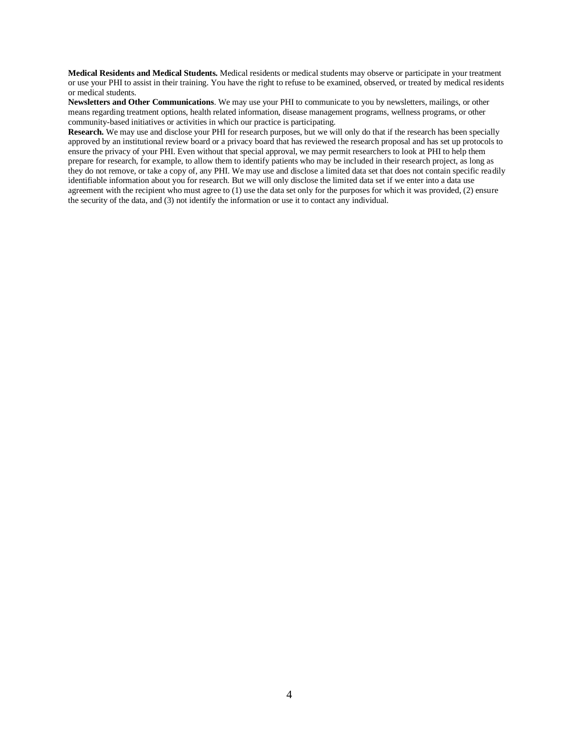**Medical Residents and Medical Students.** Medical residents or medical students may observe or participate in your treatment or use your PHI to assist in their training. You have the right to refuse to be examined, observed, or treated by medical residents or medical students.

**Newsletters and Other Communications**. We may use your PHI to communicate to you by newsletters, mailings, or other means regarding treatment options, health related information, disease management programs, wellness programs, or other community-based initiatives or activities in which our practice is participating.

**Research.** We may use and disclose your PHI for research purposes, but we will only do that if the research has been specially approved by an institutional review board or a privacy board that has reviewed the research proposal and has set up protocols to ensure the privacy of your PHI. Even without that special approval, we may permit researchers to look at PHI to help them prepare for research, for example, to allow them to identify patients who may be included in their research project, as long as they do not remove, or take a copy of, any PHI. We may use and disclose a limited data set that does not contain specific readily identifiable information about you for research. But we will only disclose the limited data set if we enter into a data use agreement with the recipient who must agree to (1) use the data set only for the purposes for which it was provided, (2) ensure the security of the data, and (3) not identify the information or use it to contact any individual.